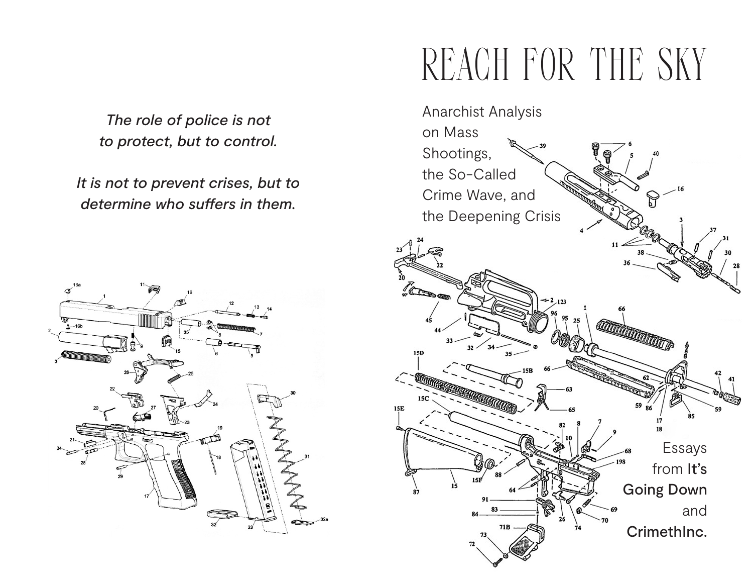*The role of police is not to protect, but to control.*

*It is not to prevent crises, but to determine who suffers in them.*

# REACH FOR THE SKY

Anarchist Analysis on Mass Shootings, the So-Called Crime Wave, and the Deepening Crisis

Essays from **It's Going Down** and **CrimethInc.**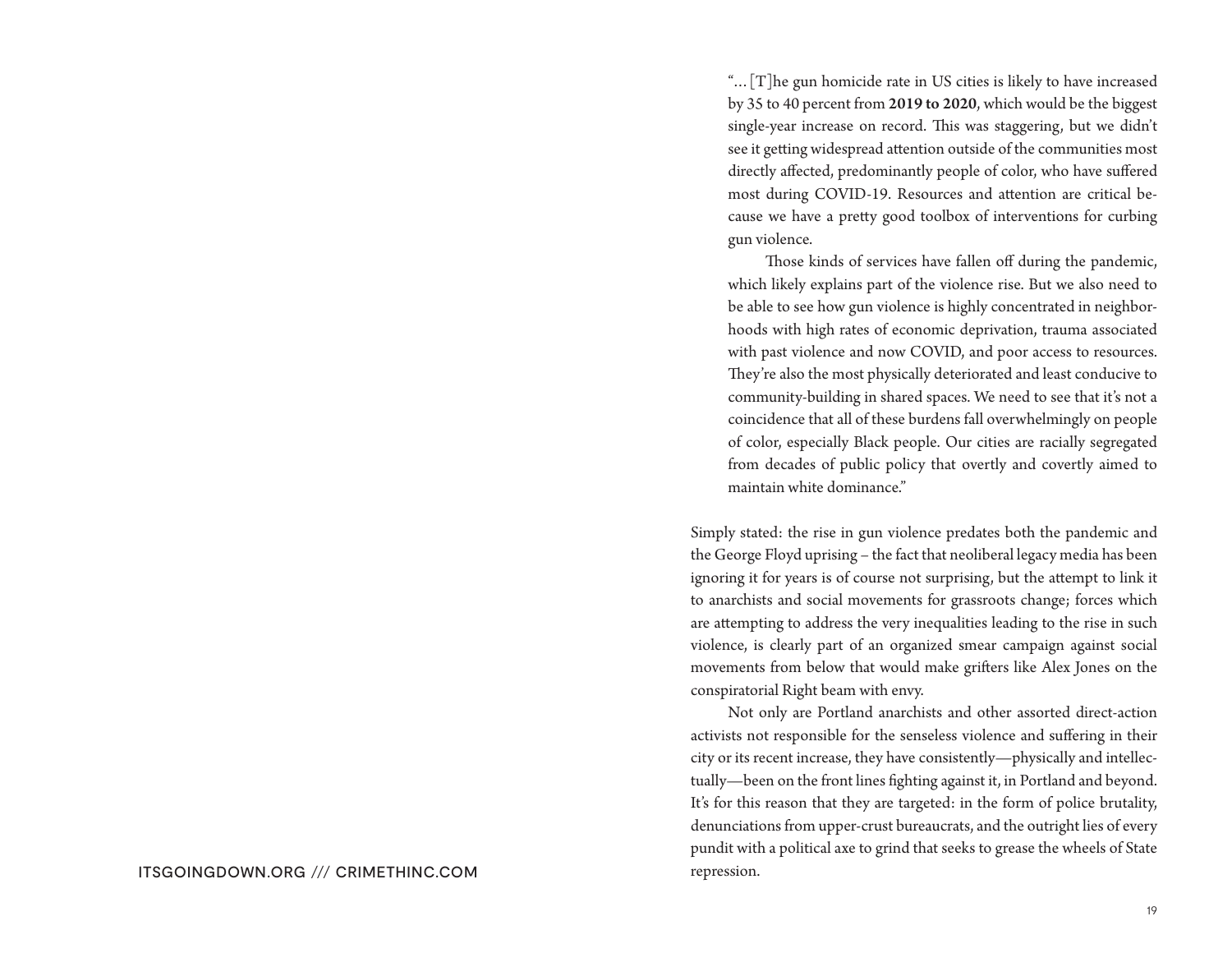> "… [T]he gun homicide rate in US cities is likely to have increased by 35 to 40 percent from **2019 to 2020**, which would be the biggest single-year increase on record. This was staggering, but we didn't see it getting widespread attention outside of the communities most directly affected, predominantly people of color, who have suffered most during COVID-19. Resources and attention are critical because we have a pretty good toolbox of interventions for curbing gun violence.
>
> Those kinds of services have fallen off during the pandemic, which likely explains part of the violence rise. But we also need to be able to see how gun violence is highly concentrated in neighborhoods with high rates of economic deprivation, trauma associated with past violence and now COVID, and poor access to resources. They're also the most physically deteriorated and least conducive to community-building in shared spaces. We need to see that it's not a coincidence that all of these burdens fall overwhelmingly on people of color, especially Black people. Our cities are racially segregated from decades of public policy that overtly and covertly aimed to maintain white dominance."

Simply stated: the rise in gun violence predates both the pandemic and the George Floyd uprising – the fact that neoliberal legacy media has been ignoring it for years is of course not surprising, but the attempt to link it to anarchists and social movements for grassroots change; forces which are attempting to address the very inequalities leading to the rise in such violence, is clearly part of an organized smear campaign against social movements from below that would make grifters like Alex Jones on the conspiratorial Right beam with envy.

Not only are Portland anarchists and other assorted direct-action activists not responsible for the senseless violence and suffering in their city or its recent increase, they have consistently—physically and intellectually—been on the front lines fighting against it, in Portland and beyond. It's for this reason that they are targeted: in the form of police brutality, denunciations from upper-crust bureaucrats, and the outright lies of every pundit with a political axe to grind that seeks to grease the wheels of State repression.

ITSGOINGDOWN.ORG /// CRIMETHINC.COM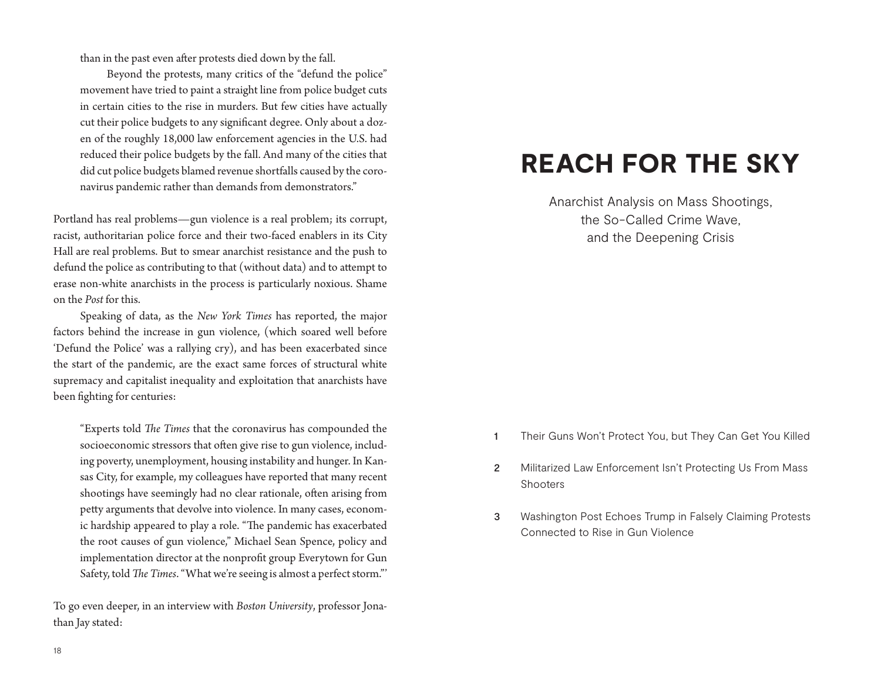> than in the past even after protests died down by the fall.
>
> Beyond the protests, many critics of the "defund the police" movement have tried to paint a straight line from police budget cuts in certain cities to the rise in murders. But few cities have actually cut their police budgets to any significant degree. Only about a dozen of the roughly 18,000 law enforcement agencies in the U.S. had reduced their police budgets by the fall. And many of the cities that did cut police budgets blamed revenue shortfalls caused by the coronavirus pandemic rather than demands from demonstrators."

Portland has real problems—gun violence is a real problem; its corrupt, racist, authoritarian police force and their two-faced enablers in its City Hall are real problems. But to smear anarchist resistance and the push to defund the police as contributing to that (without data) and to attempt to erase non-white anarchists in the process is particularly noxious. Shame on the *Post* for this.

Speaking of data, as the *New York Times* has reported, the major factors behind the increase in gun violence, (which soared well before 'Defund the Police' was a rallying cry), and has been exacerbated since the start of the pandemic, are the exact same forces of structural white supremacy and capitalist inequality and exploitation that anarchists have been fighting for centuries:

> "Experts told *The Times* that the coronavirus has compounded the socioeconomic stressors that often give rise to gun violence, including poverty, unemployment, housing instability and hunger. In Kansas City, for example, my colleagues have reported that many recent shootings have seemingly had no clear rationale, often arising from petty arguments that devolve into violence. In many cases, economic hardship appeared to play a role. "The pandemic has exacerbated the root causes of gun violence," Michael Sean Spence, policy and implementation director at the nonprofit group Everytown for Gun Safety, told *The Times*. "What we're seeing is almost a perfect storm."'

To go even deeper, in an interview with *Boston University*, professor Jonathan Jay stated:

# REACH FOR THE SKY

Anarchist Analysis on Mass Shootings, the So-Called Crime Wave, and the Deepening Crisis

1. Their Guns Won't Protect You, but They Can Get You Killed
2. Militarized Law Enforcement Isn't Protecting Us From Mass Shooters
3. Washington Post Echoes Trump in Falsely Claiming Protests Connected to Rise in Gun Violence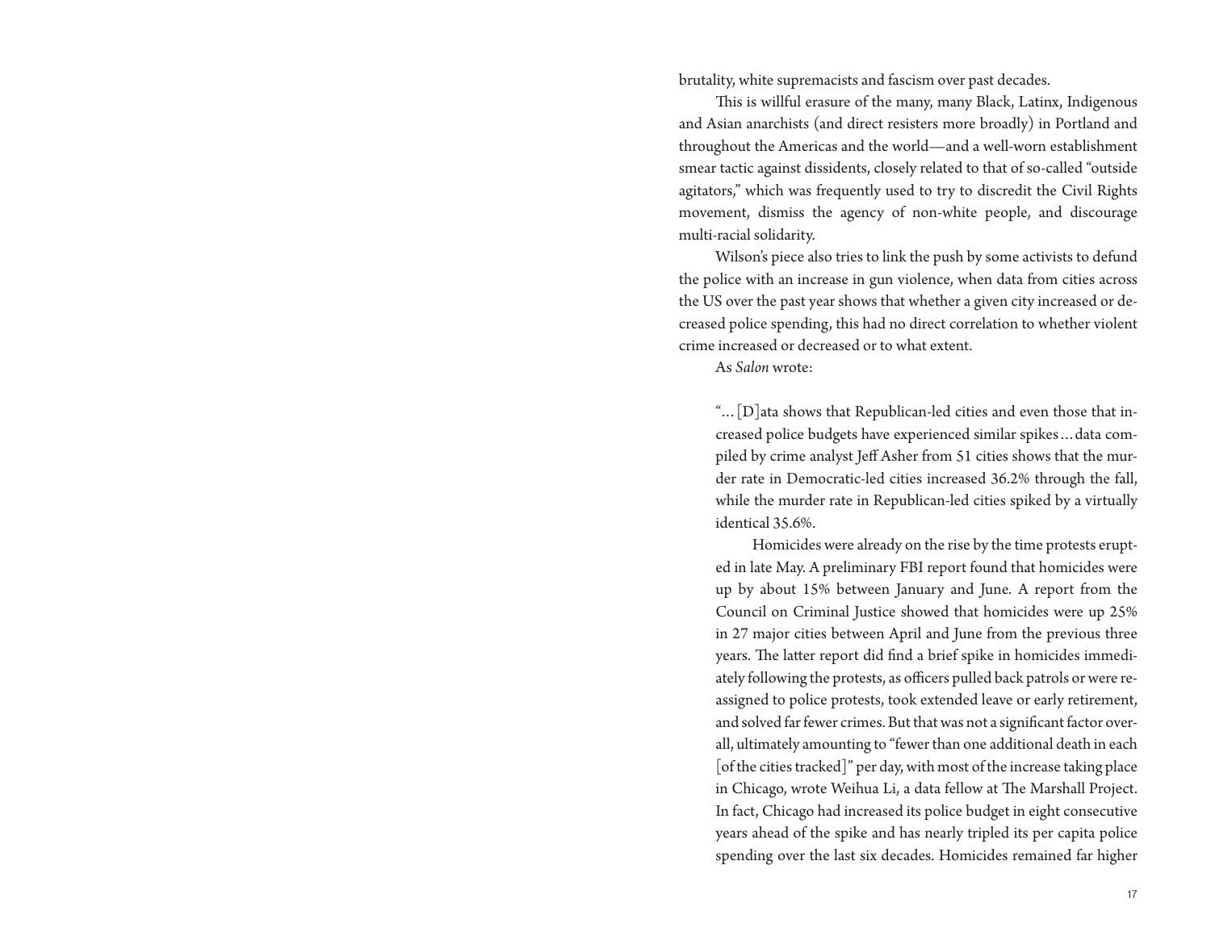brutality, white supremacists and fascism over past decades.

This is willful erasure of the many, many Black, Latinx, Indigenous and Asian anarchists (and direct resisters more broadly) in Portland and throughout the Americas and the world—and a well-worn establishment smear tactic against dissidents, closely related to that of so-called "outside agitators," which was frequently used to try to discredit the Civil Rights movement, dismiss the agency of non-white people, and discourage multi-racial solidarity.

Wilson's piece also tries to link the push by some activists to defund the police with an increase in gun violence, when data from cities across the US over the past year shows that whether a given city increased or decreased police spending, this had no direct correlation to whether violent crime increased or decreased or to what extent.

As *Salon* wrote:

> "...[D]ata shows that Republican-led cities and even those that increased police budgets have experienced similar spikes...data compiled by crime analyst Jeff Asher from 51 cities shows that the murder rate in Democratic-led cities increased 36.2% through the fall, while the murder rate in Republican-led cities spiked by a virtually identical 35.6%.
>
> Homicides were already on the rise by the time protests erupted in late May. A preliminary FBI report found that homicides were up by about 15% between January and June. A report from the Council on Criminal Justice showed that homicides were up 25% in 27 major cities between April and June from the previous three years. The latter report did find a brief spike in homicides immediately following the protests, as officers pulled back patrols or were reassigned to police protests, took extended leave or early retirement, and solved far fewer crimes. But that was not a significant factor overall, ultimately amounting to "fewer than one additional death in each [of the cities tracked]" per day, with most of the increase taking place in Chicago, wrote Weihua Li, a data fellow at The Marshall Project. In fact, Chicago had increased its police budget in eight consecutive years ahead of the spike and has nearly tripled its per capita police spending over the last six decades. Homicides remained far higher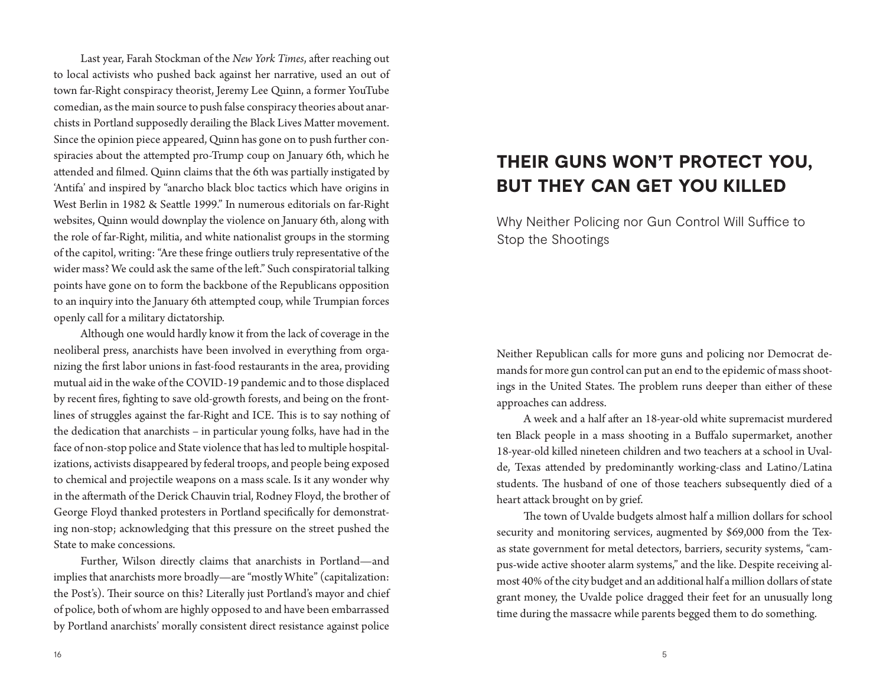Last year, Farah Stockman of the *New York Times*, after reaching out to local activists who pushed back against her narrative, used an out of town far-Right conspiracy theorist, Jeremy Lee Quinn, a former YouTube comedian, as the main source to push false conspiracy theories about anarchists in Portland supposedly derailing the Black Lives Matter movement. Since the opinion piece appeared, Quinn has gone on to push further conspiracies about the attempted pro-Trump coup on January 6th, which he attended and filmed. Quinn claims that the 6th was partially instigated by 'Antifa' and inspired by "anarcho black bloc tactics which have origins in West Berlin in 1982 & Seattle 1999." In numerous editorials on far-Right websites, Quinn would downplay the violence on January 6th, along with the role of far-Right, militia, and white nationalist groups in the storming of the capitol, writing: "Are these fringe outliers truly representative of the wider mass? We could ask the same of the left." Such conspiratorial talking points have gone on to form the backbone of the Republicans opposition to an inquiry into the January 6th attempted coup, while Trumpian forces openly call for a military dictatorship.

Although one would hardly know it from the lack of coverage in the neoliberal press, anarchists have been involved in everything from organizing the first labor unions in fast-food restaurants in the area, providing mutual aid in the wake of the COVID-19 pandemic and to those displaced by recent fires, fighting to save old-growth forests, and being on the frontlines of struggles against the far-Right and ICE. This is to say nothing of the dedication that anarchists – in particular young folks, have had in the face of non-stop police and State violence that has led to multiple hospitalizations, activists disappeared by federal troops, and people being exposed to chemical and projectile weapons on a mass scale. Is it any wonder why in the aftermath of the Derick Chauvin trial, Rodney Floyd, the brother of George Floyd thanked protesters in Portland specifically for demonstrating non-stop; acknowledging that this pressure on the street pushed the State to make concessions.

Further, Wilson directly claims that anarchists in Portland—and implies that anarchists more broadly—are "mostly White" (capitalization: the Post's). Their source on this? Literally just Portland's mayor and chief of police, both of whom are highly opposed to and have been embarrassed by Portland anarchists' morally consistent direct resistance against police

# THEIR GUNS WON'T PROTECT YOU, BUT THEY CAN GET YOU KILLED

## Why Neither Policing nor Gun Control Will Suffice to Stop the Shootings

Neither Republican calls for more guns and policing nor Democrat demands for more gun control can put an end to the epidemic of mass shootings in the United States. The problem runs deeper than either of these approaches can address.

A week and a half after an 18-year-old white supremacist murdered ten Black people in a mass shooting in a Buffalo supermarket, another 18-year-old killed nineteen children and two teachers at a school in Uvalde, Texas attended by predominantly working-class and Latino/Latina students. The husband of one of those teachers subsequently died of a heart attack brought on by grief.

The town of Uvalde budgets almost half a million dollars for school security and monitoring services, augmented by $69,000 from the Texas state government for metal detectors, barriers, security systems, "campus-wide active shooter alarm systems," and the like. Despite receiving almost 40% of the city budget and an additional half a million dollars of state grant money, the Uvalde police dragged their feet for an unusually long time during the massacre while parents begged them to do something.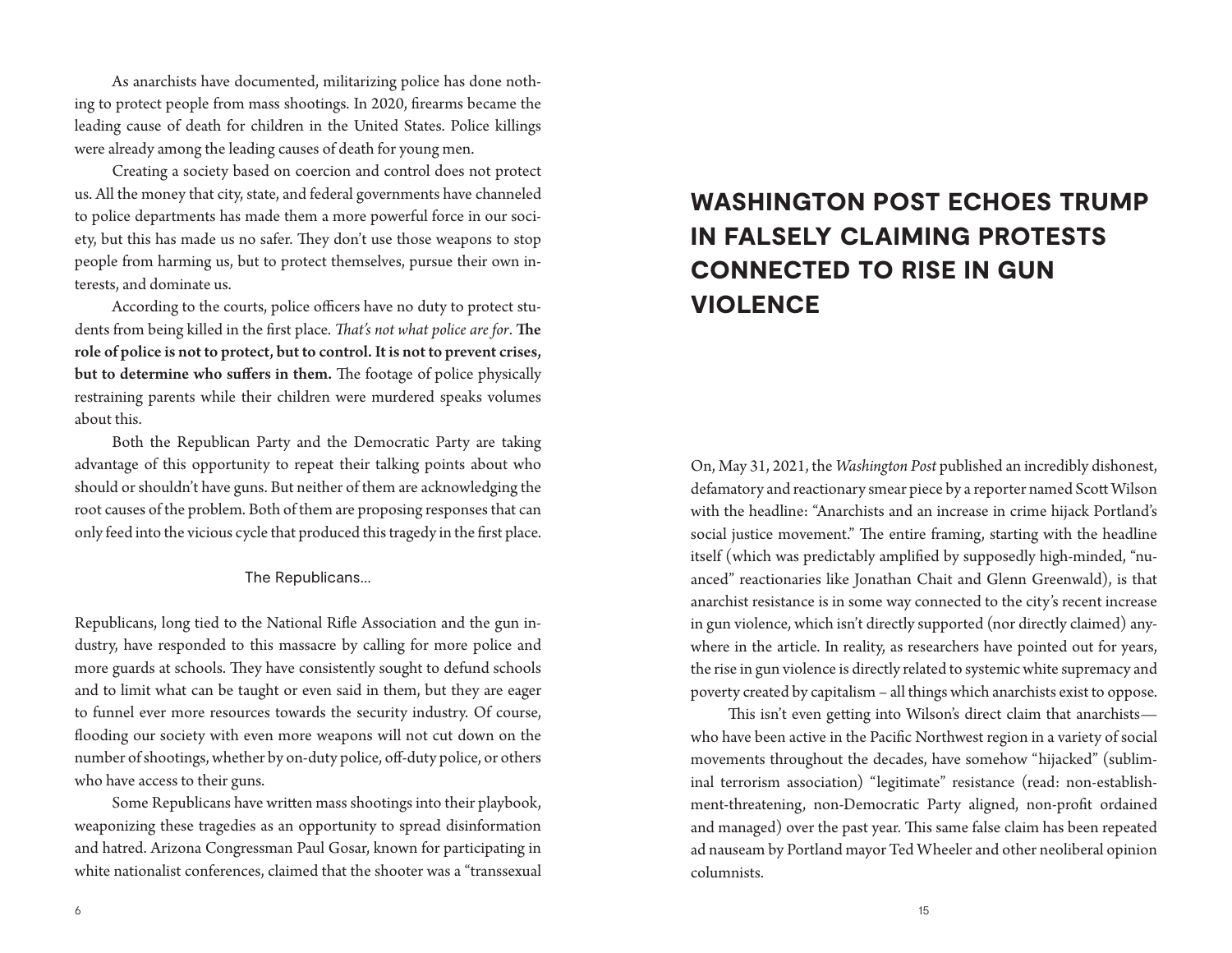As anarchists have documented, militarizing police has done nothing to protect people from mass shootings. In 2020, firearms became the leading cause of death for children in the United States. Police killings were already among the leading causes of death for young men.

Creating a society based on coercion and control does not protect us. All the money that city, state, and federal governments have channeled to police departments has made them a more powerful force in our society, but this has made us no safer. They don't use those weapons to stop people from harming us, but to protect themselves, pursue their own interests, and dominate us.

According to the courts, police officers have no duty to protect students from being killed in the first place. *That's not what police are for*. **The role of police is not to protect, but to control. It is not to prevent crises, but to determine who suffers in them.** The footage of police physically restraining parents while their children were murdered speaks volumes about this.

Both the Republican Party and the Democratic Party are taking advantage of this opportunity to repeat their talking points about who should or shouldn't have guns. But neither of them are acknowledging the root causes of the problem. Both of them are proposing responses that can only feed into the vicious cycle that produced this tragedy in the first place.

### The Republicans…

Republicans, long tied to the National Rifle Association and the gun industry, have responded to this massacre by calling for more police and more guards at schools. They have consistently sought to defund schools and to limit what can be taught or even said in them, but they are eager to funnel ever more resources towards the security industry. Of course, flooding our society with even more weapons will not cut down on the number of shootings, whether by on-duty police, off-duty police, or others who have access to their guns.

Some Republicans have written mass shootings into their playbook, weaponizing these tragedies as an opportunity to spread disinformation and hatred. Arizona Congressman Paul Gosar, known for participating in white nationalist conferences, claimed that the shooter was a "transsexual

# WASHINGTON POST ECHOES TRUMP IN FALSELY CLAIMING PROTESTS CONNECTED TO RISE IN GUN VIOLENCE

On, May 31, 2021, the *Washington Post* published an incredibly dishonest, defamatory and reactionary smear piece by a reporter named Scott Wilson with the headline: "Anarchists and an increase in crime hijack Portland's social justice movement." The entire framing, starting with the headline itself (which was predictably amplified by supposedly high-minded, "nuanced" reactionaries like Jonathan Chait and Glenn Greenwald), is that anarchist resistance is in some way connected to the city's recent increase in gun violence, which isn't directly supported (nor directly claimed) anywhere in the article. In reality, as researchers have pointed out for years, the rise in gun violence is directly related to systemic white supremacy and poverty created by capitalism – all things which anarchists exist to oppose.

This isn't even getting into Wilson's direct claim that anarchists—who have been active in the Pacific Northwest region in a variety of social movements throughout the decades, have somehow "hijacked" (subliminal terrorism association) "legitimate" resistance (read: non-establishment-threatening, non-Democratic Party aligned, non-profit ordained and managed) over the past year. This same false claim has been repeated ad nauseam by Portland mayor Ted Wheeler and other neoliberal opinion columnists.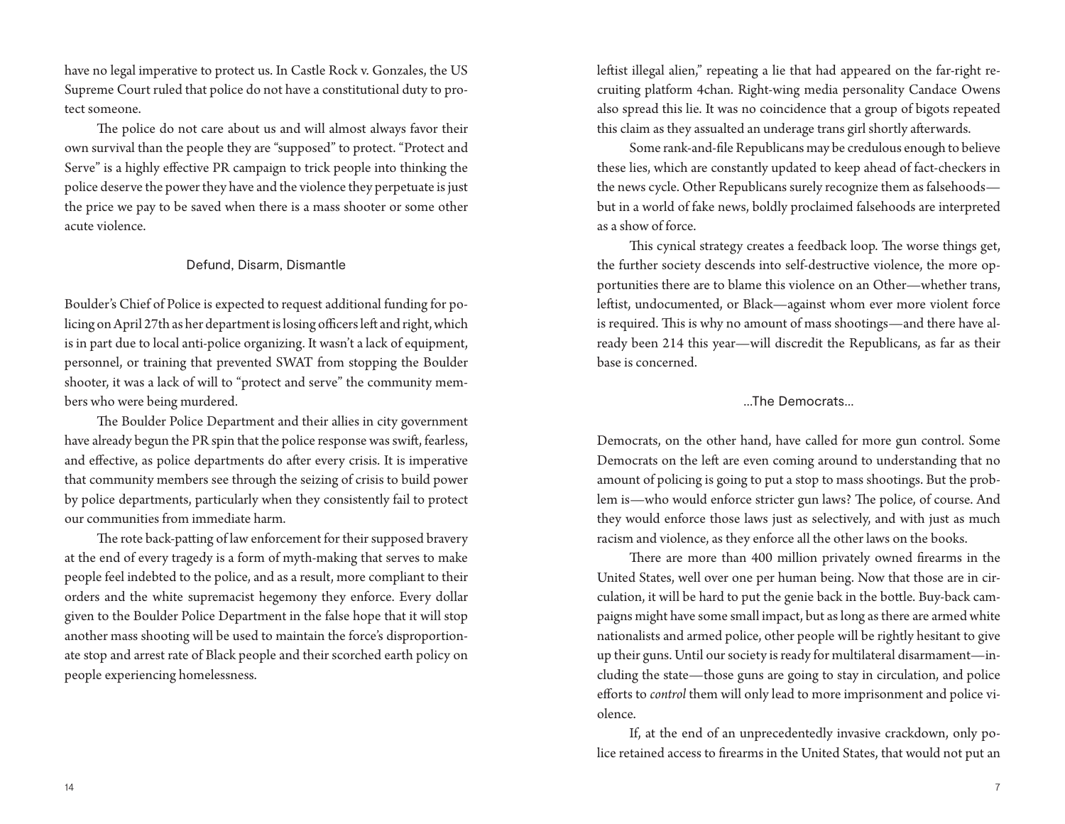have no legal imperative to protect us. In Castle Rock v. Gonzales, the US Supreme Court ruled that police do not have a constitutional duty to protect someone.

The police do not care about us and will almost always favor their own survival than the people they are "supposed" to protect. "Protect and Serve" is a highly effective PR campaign to trick people into thinking the police deserve the power they have and the violence they perpetuate is just the price we pay to be saved when there is a mass shooter or some other acute violence.

### Defund, Disarm, Dismantle

Boulder's Chief of Police is expected to request additional funding for policing on April 27th as her department is losing officers left and right, which is in part due to local anti-police organizing. It wasn't a lack of equipment, personnel, or training that prevented SWAT from stopping the Boulder shooter, it was a lack of will to "protect and serve" the community members who were being murdered.

The Boulder Police Department and their allies in city government have already begun the PR spin that the police response was swift, fearless, and effective, as police departments do after every crisis. It is imperative that community members see through the seizing of crisis to build power by police departments, particularly when they consistently fail to protect our communities from immediate harm.

The rote back-patting of law enforcement for their supposed bravery at the end of every tragedy is a form of myth-making that serves to make people feel indebted to the police, and as a result, more compliant to their orders and the white supremacist hegemony they enforce. Every dollar given to the Boulder Police Department in the false hope that it will stop another mass shooting will be used to maintain the force's disproportionate stop and arrest rate of Black people and their scorched earth policy on people experiencing homelessness.

leftist illegal alien," repeating a lie that had appeared on the far-right recruiting platform 4chan. Right-wing media personality Candace Owens also spread this lie. It was no coincidence that a group of bigots repeated this claim as they assualted an underage trans girl shortly afterwards.

Some rank-and-file Republicans may be credulous enough to believe these lies, which are constantly updated to keep ahead of fact-checkers in the news cycle. Other Republicans surely recognize them as falsehoods—but in a world of fake news, boldly proclaimed falsehoods are interpreted as a show of force.

This cynical strategy creates a feedback loop. The worse things get, the further society descends into self-destructive violence, the more opportunities there are to blame this violence on an Other—whether trans, leftist, undocumented, or Black—against whom ever more violent force is required. This is why no amount of mass shootings—and there have already been 214 this year—will discredit the Republicans, as far as their base is concerned.

### ...The Democrats...

Democrats, on the other hand, have called for more gun control. Some Democrats on the left are even coming around to understanding that no amount of policing is going to put a stop to mass shootings. But the problem is—who would enforce stricter gun laws? The police, of course. And they would enforce those laws just as selectively, and with just as much racism and violence, as they enforce all the other laws on the books.

There are more than 400 million privately owned firearms in the United States, well over one per human being. Now that those are in circulation, it will be hard to put the genie back in the bottle. Buy-back campaigns might have some small impact, but as long as there are armed white nationalists and armed police, other people will be rightly hesitant to give up their guns. Until our society is ready for multilateral disarmament—including the state—those guns are going to stay in circulation, and police efforts to *control* them will only lead to more imprisonment and police violence.

If, at the end of an unprecedentedly invasive crackdown, only police retained access to firearms in the United States, that would not put an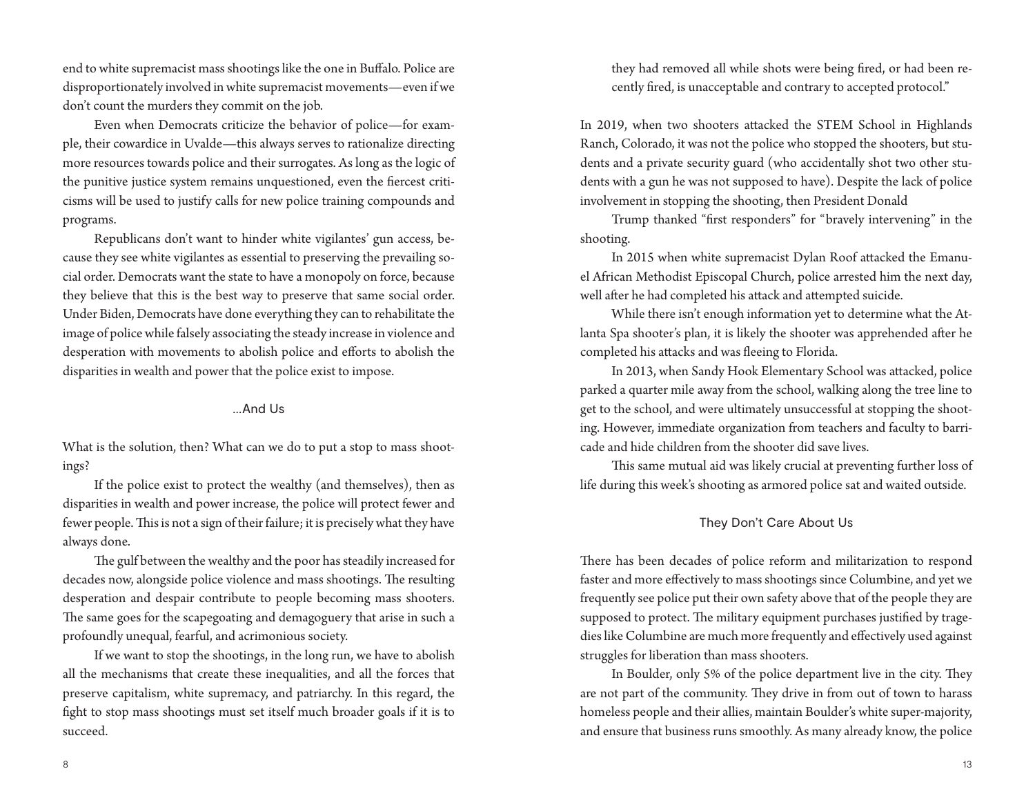end to white supremacist mass shootings like the one in Buffalo. Police are disproportionately involved in white supremacist movements—even if we don't count the murders they commit on the job.

Even when Democrats criticize the behavior of police—for example, their cowardice in Uvalde—this always serves to rationalize directing more resources towards police and their surrogates. As long as the logic of the punitive justice system remains unquestioned, even the fiercest criticisms will be used to justify calls for new police training compounds and programs.

Republicans don't want to hinder white vigilantes' gun access, because they see white vigilantes as essential to preserving the prevailing social order. Democrats want the state to have a monopoly on force, because they believe that this is the best way to preserve that same social order. Under Biden, Democrats have done everything they can to rehabilitate the image of police while falsely associating the steady increase in violence and desperation with movements to abolish police and efforts to abolish the disparities in wealth and power that the police exist to impose.

### ...And Us

What is the solution, then? What can we do to put a stop to mass shootings?

If the police exist to protect the wealthy (and themselves), then as disparities in wealth and power increase, the police will protect fewer and fewer people. This is not a sign of their failure; it is precisely what they have always done.

The gulf between the wealthy and the poor has steadily increased for decades now, alongside police violence and mass shootings. The resulting desperation and despair contribute to people becoming mass shooters. The same goes for the scapegoating and demagoguery that arise in such a profoundly unequal, fearful, and acrimonious society.

If we want to stop the shootings, in the long run, we have to abolish all the mechanisms that create these inequalities, and all the forces that preserve capitalism, white supremacy, and patriarchy. In this regard, the fight to stop mass shootings must set itself much broader goals if it is to succeed.

they had removed all while shots were being fired, or had been recently fired, is unacceptable and contrary to accepted protocol."

In 2019, when two shooters attacked the STEM School in Highlands Ranch, Colorado, it was not the police who stopped the shooters, but students and a private security guard (who accidentally shot two other students with a gun he was not supposed to have). Despite the lack of police involvement in stopping the shooting, then President Donald Trump thanked "first responders" for "bravely intervening" in the shooting.

In 2015 when white supremacist Dylan Roof attacked the Emanuel African Methodist Episcopal Church, police arrested him the next day, well after he had completed his attack and attempted suicide.

While there isn't enough information yet to determine what the Atlanta Spa shooter's plan, it is likely the shooter was apprehended after he completed his attacks and was fleeing to Florida.

In 2013, when Sandy Hook Elementary School was attacked, police parked a quarter mile away from the school, walking along the tree line to get to the school, and were ultimately unsuccessful at stopping the shooting. However, immediate organization from teachers and faculty to barricade and hide children from the shooter did save lives.

This same mutual aid was likely crucial at preventing further loss of life during this week's shooting as armored police sat and waited outside.

### They Don't Care About Us

There has been decades of police reform and militarization to respond faster and more effectively to mass shootings since Columbine, and yet we frequently see police put their own safety above that of the people they are supposed to protect. The military equipment purchases justified by tragedies like Columbine are much more frequently and effectively used against struggles for liberation than mass shooters.

In Boulder, only 5% of the police department live in the city. They are not part of the community. They drive in from out of town to harass homeless people and their allies, maintain Boulder's white super-majority, and ensure that business runs smoothly. As many already know, the police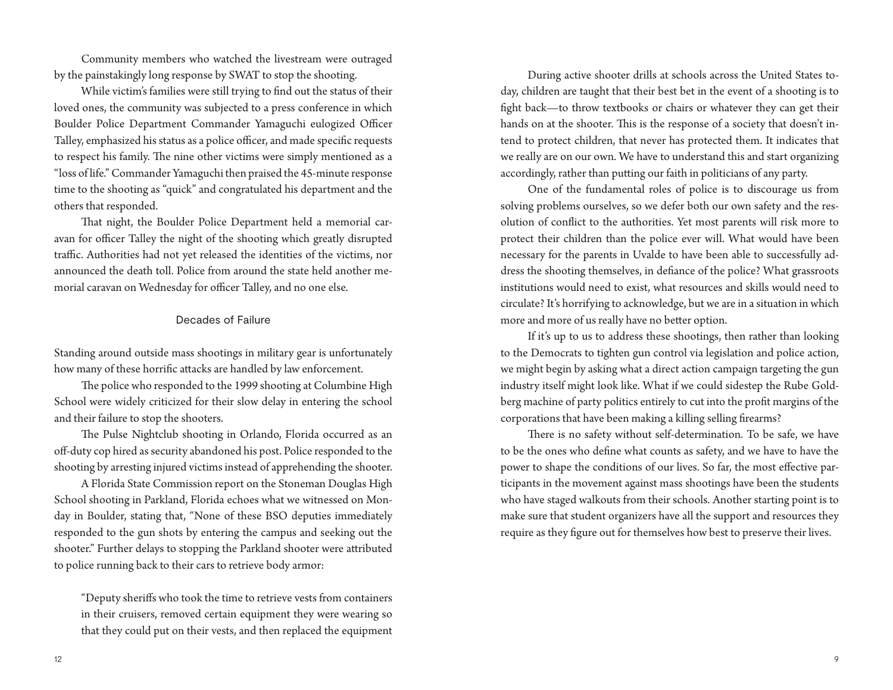Community members who watched the livestream were outraged by the painstakingly long response by SWAT to stop the shooting.

While victim's families were still trying to find out the status of their loved ones, the community was subjected to a press conference in which Boulder Police Department Commander Yamaguchi eulogized Officer Talley, emphasized his status as a police officer, and made specific requests to respect his family. The nine other victims were simply mentioned as a "loss of life." Commander Yamaguchi then praised the 45-minute response time to the shooting as "quick" and congratulated his department and the others that responded.

That night, the Boulder Police Department held a memorial caravan for officer Talley the night of the shooting which greatly disrupted traffic. Authorities had not yet released the identities of the victims, nor announced the death toll. Police from around the state held another memorial caravan on Wednesday for officer Talley, and no one else.

## Decades of Failure

Standing around outside mass shootings in military gear is unfortunately how many of these horrific attacks are handled by law enforcement.

The police who responded to the 1999 shooting at Columbine High School were widely criticized for their slow delay in entering the school and their failure to stop the shooters.

The Pulse Nightclub shooting in Orlando, Florida occurred as an off-duty cop hired as security abandoned his post. Police responded to the shooting by arresting injured victims instead of apprehending the shooter.

A Florida State Commission report on the Stoneman Douglas High School shooting in Parkland, Florida echoes what we witnessed on Monday in Boulder, stating that, "None of these BSO deputies immediately responded to the gun shots by entering the campus and seeking out the shooter." Further delays to stopping the Parkland shooter were attributed to police running back to their cars to retrieve body armor:

> "Deputy sheriffs who took the time to retrieve vests from containers in their cruisers, removed certain equipment they were wearing so that they could put on their vests, and then replaced the equipment

During active shooter drills at schools across the United States today, children are taught that their best bet in the event of a shooting is to fight back—to throw textbooks or chairs or whatever they can get their hands on at the shooter. This is the response of a society that doesn't intend to protect children, that never has protected them. It indicates that we really are on our own. We have to understand this and start organizing accordingly, rather than putting our faith in politicians of any party.

One of the fundamental roles of police is to discourage us from solving problems ourselves, so we defer both our own safety and the resolution of conflict to the authorities. Yet most parents will risk more to protect their children than the police ever will. What would have been necessary for the parents in Uvalde to have been able to successfully address the shooting themselves, in defiance of the police? What grassroots institutions would need to exist, what resources and skills would need to circulate? It's horrifying to acknowledge, but we are in a situation in which more and more of us really have no better option.

If it's up to us to address these shootings, then rather than looking to the Democrats to tighten gun control via legislation and police action, we might begin by asking what a direct action campaign targeting the gun industry itself might look like. What if we could sidestep the Rube Goldberg machine of party politics entirely to cut into the profit margins of the corporations that have been making a killing selling firearms?

There is no safety without self-determination. To be safe, we have to be the ones who define what counts as safety, and we have to have the power to shape the conditions of our lives. So far, the most effective participants in the movement against mass shootings have been the students who have staged walkouts from their schools. Another starting point is to make sure that student organizers have all the support and resources they require as they figure out for themselves how best to preserve their lives.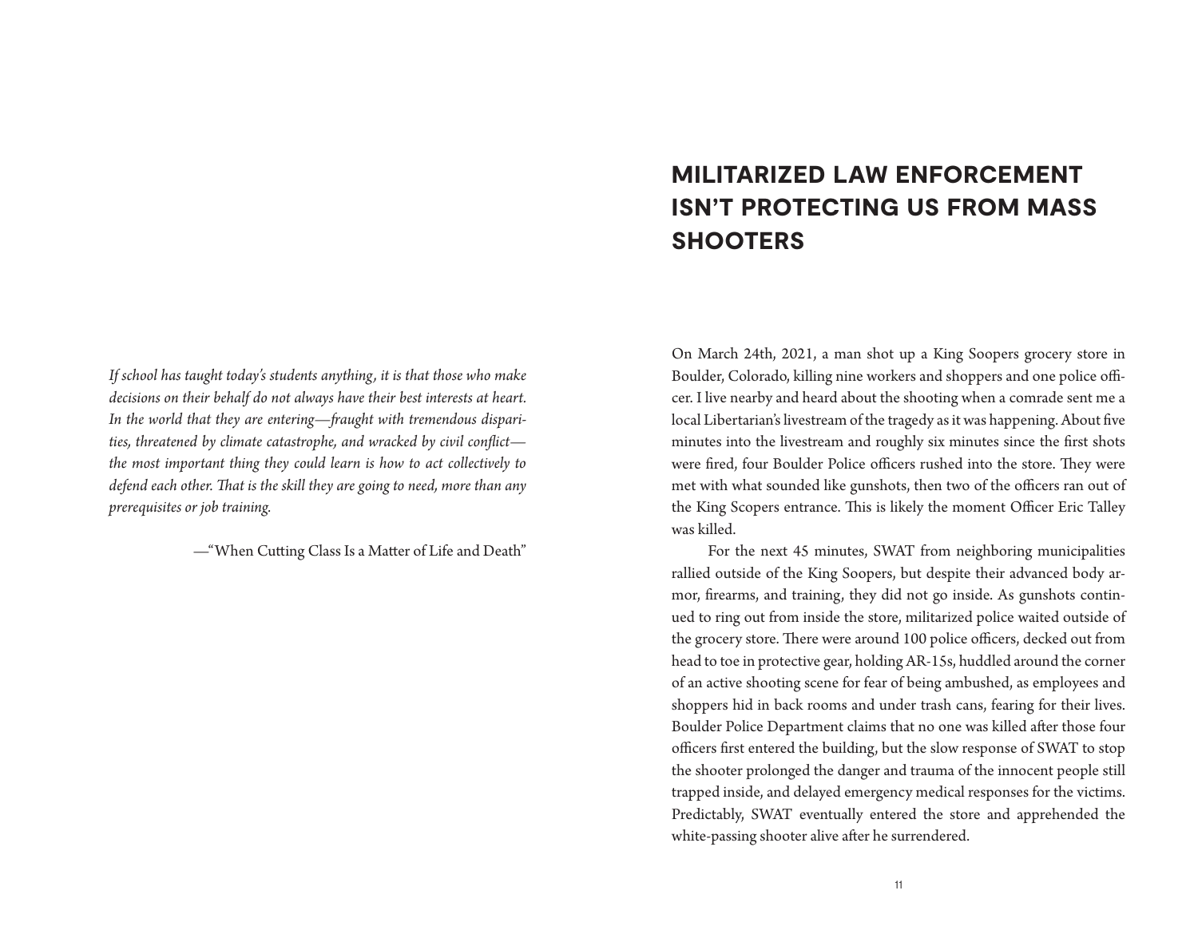*If school has taught today's students anything, it is that those who make decisions on their behalf do not always have their best interests at heart. In the world that they are entering—fraught with tremendous disparities, threatened by climate catastrophe, and wracked by civil conflict—the most important thing they could learn is how to act collectively to defend each other. That is the skill they are going to need, more than any prerequisites or job training.*

—"When Cutting Class Is a Matter of Life and Death"

# MILITARIZED LAW ENFORCEMENT ISN'T PROTECTING US FROM MASS SHOOTERS

On March 24th, 2021, a man shot up a King Soopers grocery store in Boulder, Colorado, killing nine workers and shoppers and one police officer. I live nearby and heard about the shooting when a comrade sent me a local Libertarian's livestream of the tragedy as it was happening. About five minutes into the livestream and roughly six minutes since the first shots were fired, four Boulder Police officers rushed into the store. They were met with what sounded like gunshots, then two of the officers ran out of the King Scopers entrance. This is likely the moment Officer Eric Talley was killed.

For the next 45 minutes, SWAT from neighboring municipalities rallied outside of the King Soopers, but despite their advanced body armor, firearms, and training, they did not go inside. As gunshots continued to ring out from inside the store, militarized police waited outside of the grocery store. There were around 100 police officers, decked out from head to toe in protective gear, holding AR-15s, huddled around the corner of an active shooting scene for fear of being ambushed, as employees and shoppers hid in back rooms and under trash cans, fearing for their lives. Boulder Police Department claims that no one was killed after those four officers first entered the building, but the slow response of SWAT to stop the shooter prolonged the danger and trauma of the innocent people still trapped inside, and delayed emergency medical responses for the victims. Predictably, SWAT eventually entered the store and apprehended the white-passing shooter alive after he surrendered.